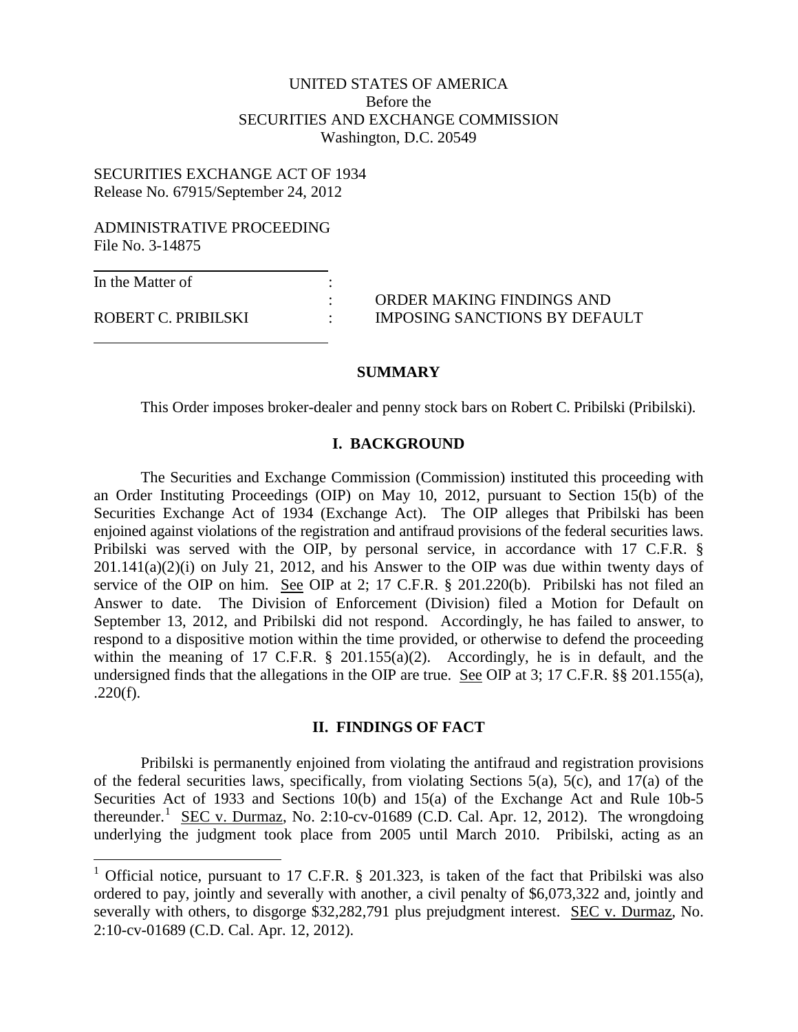UNITED STATES OF AMERICA
Before the
SECURITIES AND EXCHANGE COMMISSION
Washington, D.C. 20549

SECURITIES EXCHANGE ACT OF 1934
Release No. 67915/September 24, 2012

ADMINISTRATIVE PROCEEDING
File No. 3-14875

In the Matter of

ROBERT C. PRIBILSKI

ORDER MAKING FINDINGS AND IMPOSING SANCTIONS BY DEFAULT

## SUMMARY

This Order imposes broker-dealer and penny stock bars on Robert C. Pribilski (Pribilski).

## I. BACKGROUND

The Securities and Exchange Commission (Commission) instituted this proceeding with an Order Instituting Proceedings (OIP) on May 10, 2012, pursuant to Section 15(b) of the Securities Exchange Act of 1934 (Exchange Act). The OIP alleges that Pribilski has been enjoined against violations of the registration and antifraud provisions of the federal securities laws. Pribilski was served with the OIP, by personal service, in accordance with 17 C.F.R. § 201.141(a)(2)(i) on July 21, 2012, and his Answer to the OIP was due within twenty days of service of the OIP on him. See OIP at 2; 17 C.F.R. § 201.220(b). Pribilski has not filed an Answer to date. The Division of Enforcement (Division) filed a Motion for Default on September 13, 2012, and Pribilski did not respond. Accordingly, he has failed to answer, to respond to a dispositive motion within the time provided, or otherwise to defend the proceeding within the meaning of 17 C.F.R. § 201.155(a)(2). Accordingly, he is in default, and the undersigned finds that the allegations in the OIP are true. See OIP at 3; 17 C.F.R. §§ 201.155(a), .220(f).

## II. FINDINGS OF FACT

Pribilski is permanently enjoined from violating the antifraud and registration provisions of the federal securities laws, specifically, from violating Sections 5(a), 5(c), and 17(a) of the Securities Act of 1933 and Sections 10(b) and 15(a) of the Exchange Act and Rule 10b-5 thereunder.[1] SEC v. Durmaz, No. 2:10-cv-01689 (C.D. Cal. Apr. 12, 2012). The wrongdoing underlying the judgment took place from 2005 until March 2010. Pribilski, acting as an

[1] Official notice, pursuant to 17 C.F.R. § 201.323, is taken of the fact that Pribilski was also ordered to pay, jointly and severally with another, a civil penalty of $6,073,322 and, jointly and severally with others, to disgorge $32,282,791 plus prejudgment interest. SEC v. Durmaz, No. 2:10-cv-01689 (C.D. Cal. Apr. 12, 2012).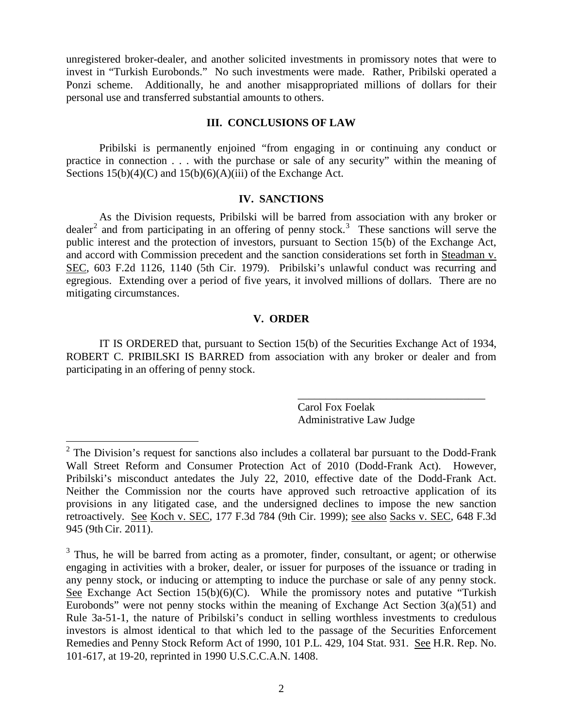unregistered broker-dealer, and another solicited investments in promissory notes that were to invest in "Turkish Eurobonds." No such investments were made. Rather, Pribilski operated a Ponzi scheme. Additionally, he and another misappropriated millions of dollars for their personal use and transferred substantial amounts to others.

## III. CONCLUSIONS OF LAW

Pribilski is permanently enjoined "from engaging in or continuing any conduct or practice in connection . . . with the purchase or sale of any security" within the meaning of Sections 15(b)(4)(C) and 15(b)(6)(A)(iii) of the Exchange Act.

## IV. SANCTIONS

As the Division requests, Pribilski will be barred from association with any broker or dealer[2] and from participating in an offering of penny stock.[3] These sanctions will serve the public interest and the protection of investors, pursuant to Section 15(b) of the Exchange Act, and accord with Commission precedent and the sanction considerations set forth in Steadman v. SEC, 603 F.2d 1126, 1140 (5th Cir. 1979). Pribilski's unlawful conduct was recurring and egregious. Extending over a period of five years, it involved millions of dollars. There are no mitigating circumstances.

## V. ORDER

IT IS ORDERED that, pursuant to Section 15(b) of the Securities Exchange Act of 1934, ROBERT C. PRIBILSKI IS BARRED from association with any broker or dealer and from participating in an offering of penny stock.

\_\_\_\_\_\_\_\_\_\_\_\_\_\_\_\_\_\_\_\_\_\_\_\_\_\_\_\_\_\_\_\_\_\_\_

Carol Fox Foelak
Administrative Law Judge

---

[2] The Division's request for sanctions also includes a collateral bar pursuant to the Dodd-Frank Wall Street Reform and Consumer Protection Act of 2010 (Dodd-Frank Act). However, Pribilski's misconduct antedates the July 22, 2010, effective date of the Dodd-Frank Act. Neither the Commission nor the courts have approved such retroactive application of its provisions in any litigated case, and the undersigned declines to impose the new sanction retroactively. See Koch v. SEC, 177 F.3d 784 (9th Cir. 1999); see also Sacks v. SEC, 648 F.3d 945 (9th Cir. 2011).

[3] Thus, he will be barred from acting as a promoter, finder, consultant, or agent; or otherwise engaging in activities with a broker, dealer, or issuer for purposes of the issuance or trading in any penny stock, or inducing or attempting to induce the purchase or sale of any penny stock. See Exchange Act Section 15(b)(6)(C). While the promissory notes and putative "Turkish Eurobonds" were not penny stocks within the meaning of Exchange Act Section 3(a)(51) and Rule 3a-51-1, the nature of Pribilski's conduct in selling worthless investments to credulous investors is almost identical to that which led to the passage of the Securities Enforcement Remedies and Penny Stock Reform Act of 1990, 101 P.L. 429, 104 Stat. 931. See H.R. Rep. No. 101-617, at 19-20, reprinted in 1990 U.S.C.C.A.N. 1408.